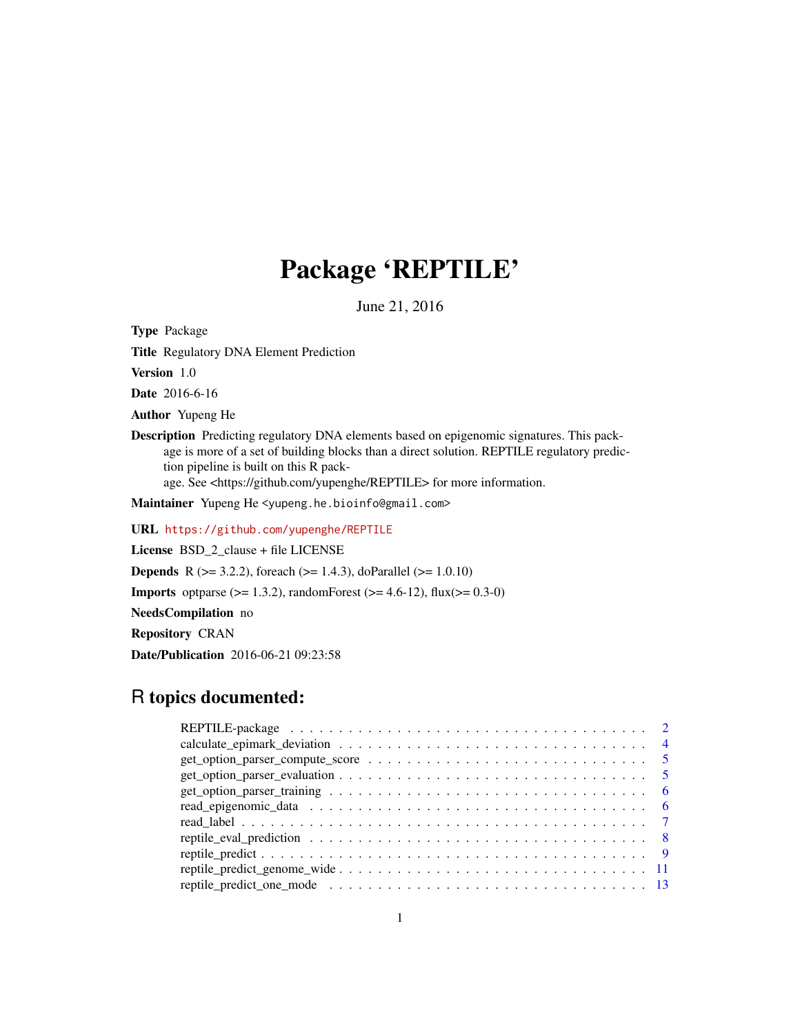# Package 'REPTILE'

June 21, 2016

**Type** Package

**Title** Regulatory DNA Element Prediction

**Version** 1.0

**Date** 2016-6-16

**Author** Yupeng He

**Description** Predicting regulatory DNA elements based on epigenomic signatures. This package is more of a set of building blocks than a direct solution. REPTILE regulatory prediction pipeline is built on this R package. See <https://github.com/yupenghe/REPTILE> for more information.

**Maintainer** Yupeng He <yupeng.he.bioinfo@gmail.com>

**URL** https://github.com/yupenghe/REPTILE

**License** BSD_2_clause + file LICENSE

**Depends** R (>= 3.2.2), foreach (>= 1.4.3), doParallel (>= 1.0.10)

**Imports** optparse (>= 1.3.2), randomForest (>= 4.6-12), flux(>= 0.3-0)

**NeedsCompilation** no

**Repository** CRAN

**Date/Publication** 2016-06-21 09:23:58

## R topics documented:

| | |
|---|---|
| REPTILE-package | 2 |
| calculate_epimark_deviation | 4 |
| get_option_parser_compute_score | 5 |
| get_option_parser_evaluation | 5 |
| get_option_parser_training | 6 |
| read_epigenomic_data | 6 |
| read_label | 7 |
| reptile_eval_prediction | 8 |
| reptile_predict | 9 |
| reptile_predict_genome_wide | 11 |
| reptile_predict_one_mode | 13 |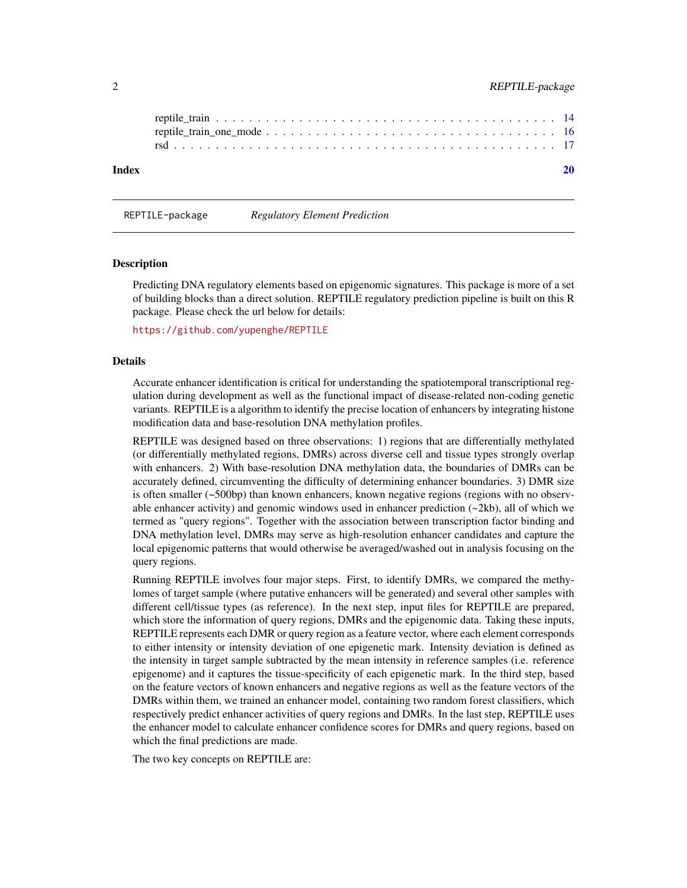reptile_train . . . . . . . . . . . . . . . . . . . . . . . . . . . . . . . . . . . . . . . . 14
reptile_train_one_mode . . . . . . . . . . . . . . . . . . . . . . . . . . . . . . . . . . . 16
rsd . . . . . . . . . . . . . . . . . . . . . . . . . . . . . . . . . . . . . . . . . . . . . . 17

**Index** **20**

---

`REPTILE-package` *Regulatory Element Prediction*

---

### Description

Predicting DNA regulatory elements based on epigenomic signatures. This package is more of a set of building blocks than a direct solution. REPTILE regulatory prediction pipeline is built on this R package. Please check the url below for details:

https://github.com/yupenghe/REPTILE

### Details

Accurate enhancer identification is critical for understanding the spatiotemporal transcriptional regulation during development as well as the functional impact of disease-related non-coding genetic variants. REPTILE is a algorithm to identify the precise location of enhancers by integrating histone modification data and base-resolution DNA methylation profiles.

REPTILE was designed based on three observations: 1) regions that are differentially methylated (or differentially methylated regions, DMRs) across diverse cell and tissue types strongly overlap with enhancers. 2) With base-resolution DNA methylation data, the boundaries of DMRs can be accurately defined, circumventing the difficulty of determining enhancer boundaries. 3) DMR size is often smaller (~500bp) than known enhancers, known negative regions (regions with no observable enhancer activity) and genomic windows used in enhancer prediction (~2kb), all of which we termed as "query regions". Together with the association between transcription factor binding and DNA methylation level, DMRs may serve as high-resolution enhancer candidates and capture the local epigenomic patterns that would otherwise be averaged/washed out in analysis focusing on the query regions.

Running REPTILE involves four major steps. First, to identify DMRs, we compared the methylomes of target sample (where putative enhancers will be generated) and several other samples with different cell/tissue types (as reference). In the next step, input files for REPTILE are prepared, which store the information of query regions, DMRs and the epigenomic data. Taking these inputs, REPTILE represents each DMR or query region as a feature vector, where each element corresponds to either intensity or intensity deviation of one epigenetic mark. Intensity deviation is defined as the intensity in target sample subtracted by the mean intensity in reference samples (i.e. reference epigenome) and it captures the tissue-specificity of each epigenetic mark. In the third step, based on the feature vectors of known enhancers and negative regions as well as the feature vectors of the DMRs within them, we trained an enhancer model, containing two random forest classifiers, which respectively predict enhancer activities of query regions and DMRs. In the last step, REPTILE uses the enhancer model to calculate enhancer confidence scores for DMRs and query regions, based on which the final predictions are made.

The two key concepts on REPTILE are: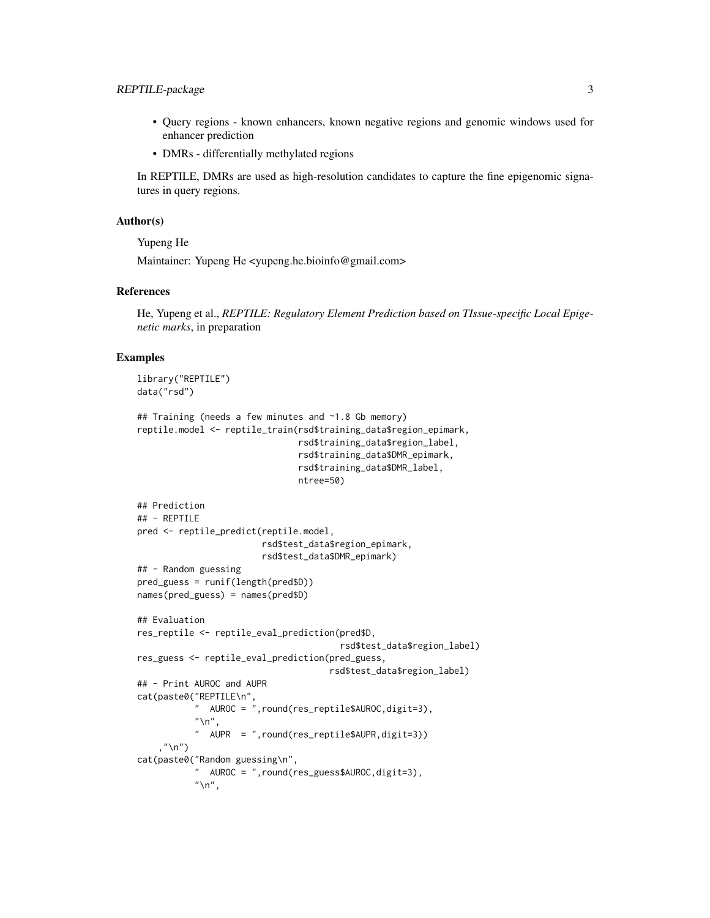- Query regions - known enhancers, known negative regions and genomic windows used for enhancer prediction
- DMRs - differentially methylated regions

In REPTILE, DMRs are used as high-resolution candidates to capture the fine epigenomic signatures in query regions.

### Author(s)

Yupeng He

Maintainer: Yupeng He <yupeng.he.bioinfo@gmail.com>

### References

He, Yupeng et al., *REPTILE: Regulatory Element Prediction based on TIssue-specific Local Epigenetic marks*, in preparation

### Examples

```
library("REPTILE")
data("rsd")

## Training (needs a few minutes and ~1.8 Gb memory)
reptile.model <- reptile_train(rsd$training_data$region_epimark,
                               rsd$training_data$region_label,
                               rsd$training_data$DMR_epimark,
                               rsd$training_data$DMR_label,
                               ntree=50)

## Prediction
## - REPTILE
pred <- reptile_predict(reptile.model,
                        rsd$test_data$region_epimark,
                        rsd$test_data$DMR_epimark)
## - Random guessing
pred_guess = runif(length(pred$D))
names(pred_guess) = names(pred$D)

## Evaluation
res_reptile <- reptile_eval_prediction(pred$D,
                                        rsd$test_data$region_label)
res_guess <- reptile_eval_prediction(pred_guess,
                                      rsd$test_data$region_label)
## - Print AUROC and AUPR
cat(paste0("REPTILE\n",
           "  AUROC = ",round(res_reptile$AUROC,digit=3),
           "\n",
           "  AUPR  = ",round(res_reptile$AUPR,digit=3))
    ,"\n")
cat(paste0("Random guessing\n",
           "  AUROC = ",round(res_guess$AUROC,digit=3),
           "\n",
```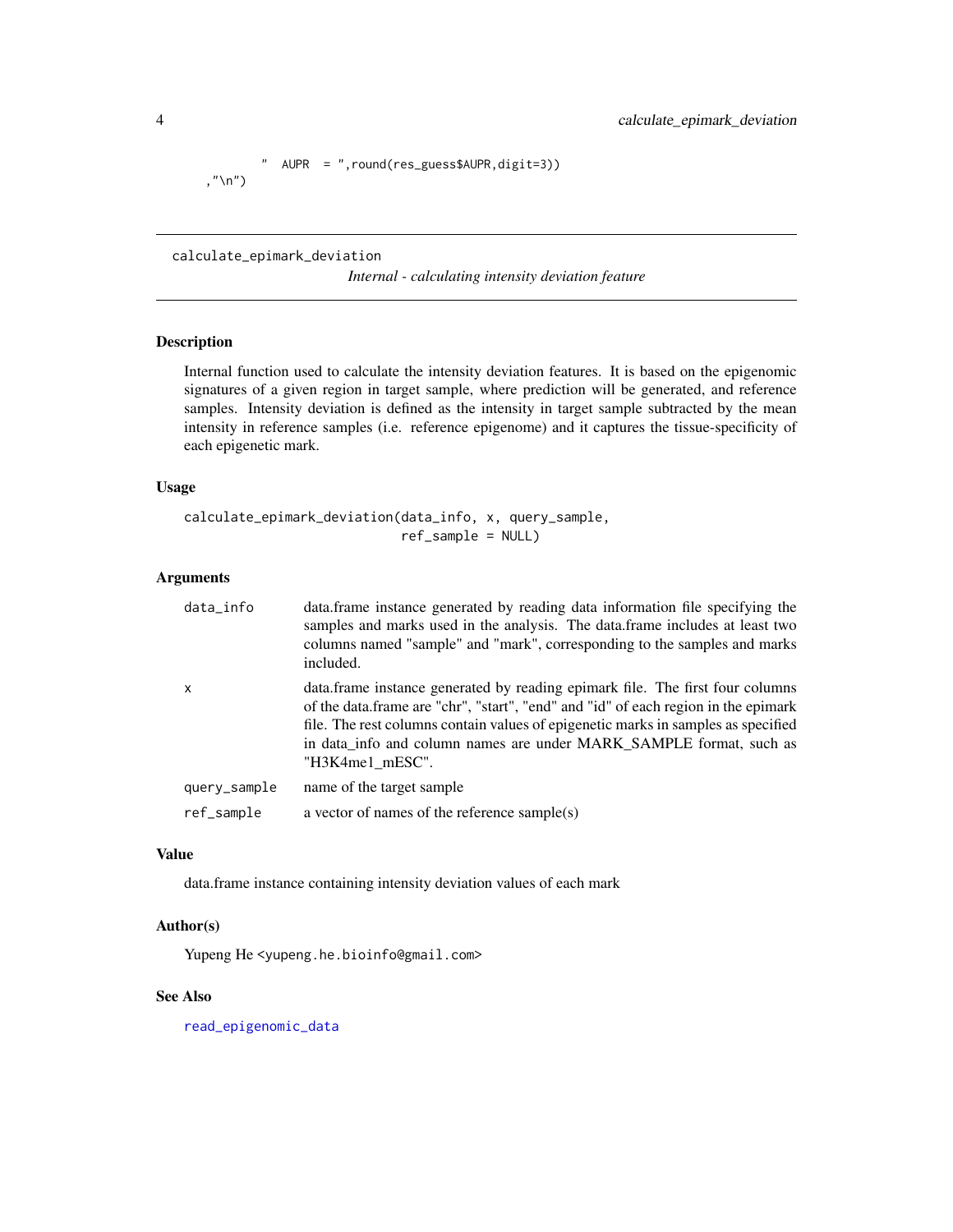```
        "  AUPR  = ",round(res_guess$AUPR,digit=3))
    ,"\n")
```

---

calculate_epimark_deviation        *Internal - calculating intensity deviation feature*

---

### Description

Internal function used to calculate the intensity deviation features. It is based on the epigenomic signatures of a given region in target sample, where prediction will be generated, and reference samples. Intensity deviation is defined as the intensity in target sample subtracted by the mean intensity in reference samples (i.e. reference epigenome) and it captures the tissue-specificity of each epigenetic mark.

### Usage

```
calculate_epimark_deviation(data_info, x, query_sample,
                            ref_sample = NULL)
```

### Arguments

| | |
|---|---|
| `data_info` | data.frame instance generated by reading data information file specifying the samples and marks used in the analysis. The data.frame includes at least two columns named "sample" and "mark", corresponding to the samples and marks included. |
| `x` | data.frame instance generated by reading epimark file. The first four columns of the data.frame are "chr", "start", "end" and "id" of each region in the epimark file. The rest columns contain values of epigenetic marks in samples as specified in data_info and column names are under MARK_SAMPLE format, such as "H3K4me1_mESC". |
| `query_sample` | name of the target sample |
| `ref_sample` | a vector of names of the reference sample(s) |

### Value

data.frame instance containing intensity deviation values of each mark

### Author(s)

Yupeng He <yupeng.he.bioinfo@gmail.com>

### See Also

read_epigenomic_data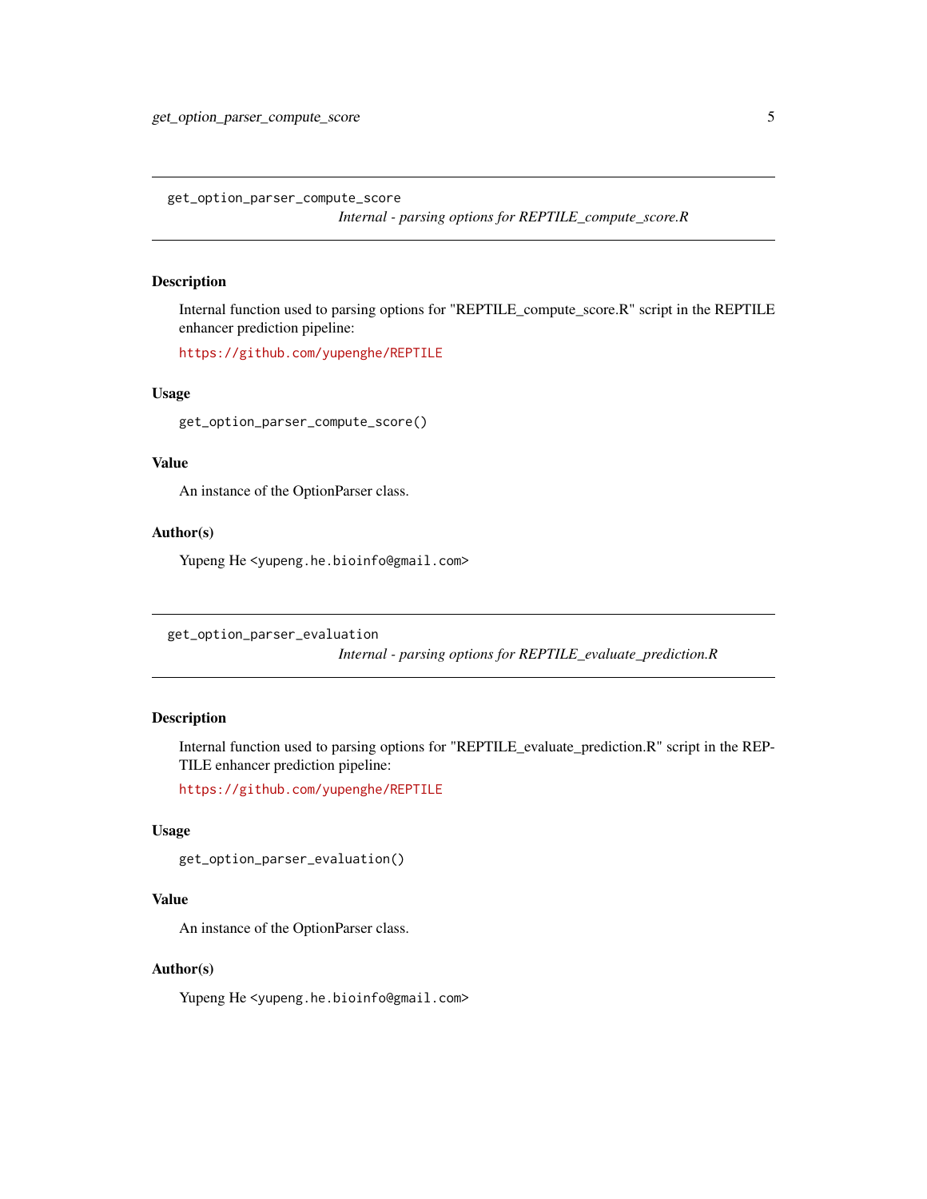## get_option_parser_compute_score

*Internal - parsing options for REPTILE_compute_score.R*

### Description

Internal function used to parsing options for "REPTILE_compute_score.R" script in the REPTILE enhancer prediction pipeline:

https://github.com/yupenghe/REPTILE

### Usage

```
get_option_parser_compute_score()
```

### Value

An instance of the OptionParser class.

### Author(s)

Yupeng He <yupeng.he.bioinfo@gmail.com>

## get_option_parser_evaluation

*Internal - parsing options for REPTILE_evaluate_prediction.R*

### Description

Internal function used to parsing options for "REPTILE_evaluate_prediction.R" script in the REPTILE enhancer prediction pipeline:

https://github.com/yupenghe/REPTILE

### Usage

```
get_option_parser_evaluation()
```

### Value

An instance of the OptionParser class.

### Author(s)

Yupeng He <yupeng.he.bioinfo@gmail.com>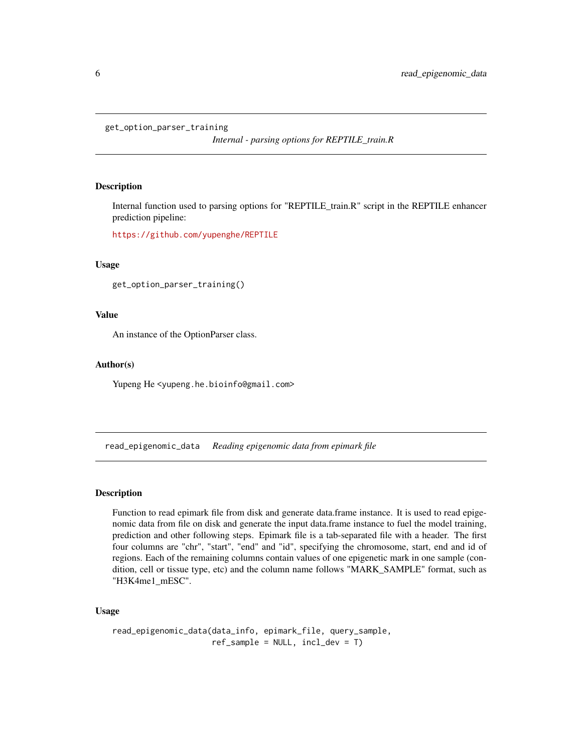## get_option_parser_training — *Internal - parsing options for REPTILE_train.R*

### Description

Internal function used to parsing options for "REPTILE_train.R" script in the REPTILE enhancer prediction pipeline:

https://github.com/yupenghe/REPTILE

### Usage

```
get_option_parser_training()
```

### Value

An instance of the OptionParser class.

### Author(s)

Yupeng He <yupeng.he.bioinfo@gmail.com>

## read_epigenomic_data — *Reading epigenomic data from epimark file*

### Description

Function to read epimark file from disk and generate data.frame instance. It is used to read epigenomic data from file on disk and generate the input data.frame instance to fuel the model training, prediction and other following steps. Epimark file is a tab-separated file with a header. The first four columns are "chr", "start", "end" and "id", specifying the chromosome, start, end and id of regions. Each of the remaining columns contain values of one epigenetic mark in one sample (condition, cell or tissue type, etc) and the column name follows "MARK_SAMPLE" format, such as "H3K4me1_mESC".

### Usage

```
read_epigenomic_data(data_info, epimark_file, query_sample,
                     ref_sample = NULL, incl_dev = T)
```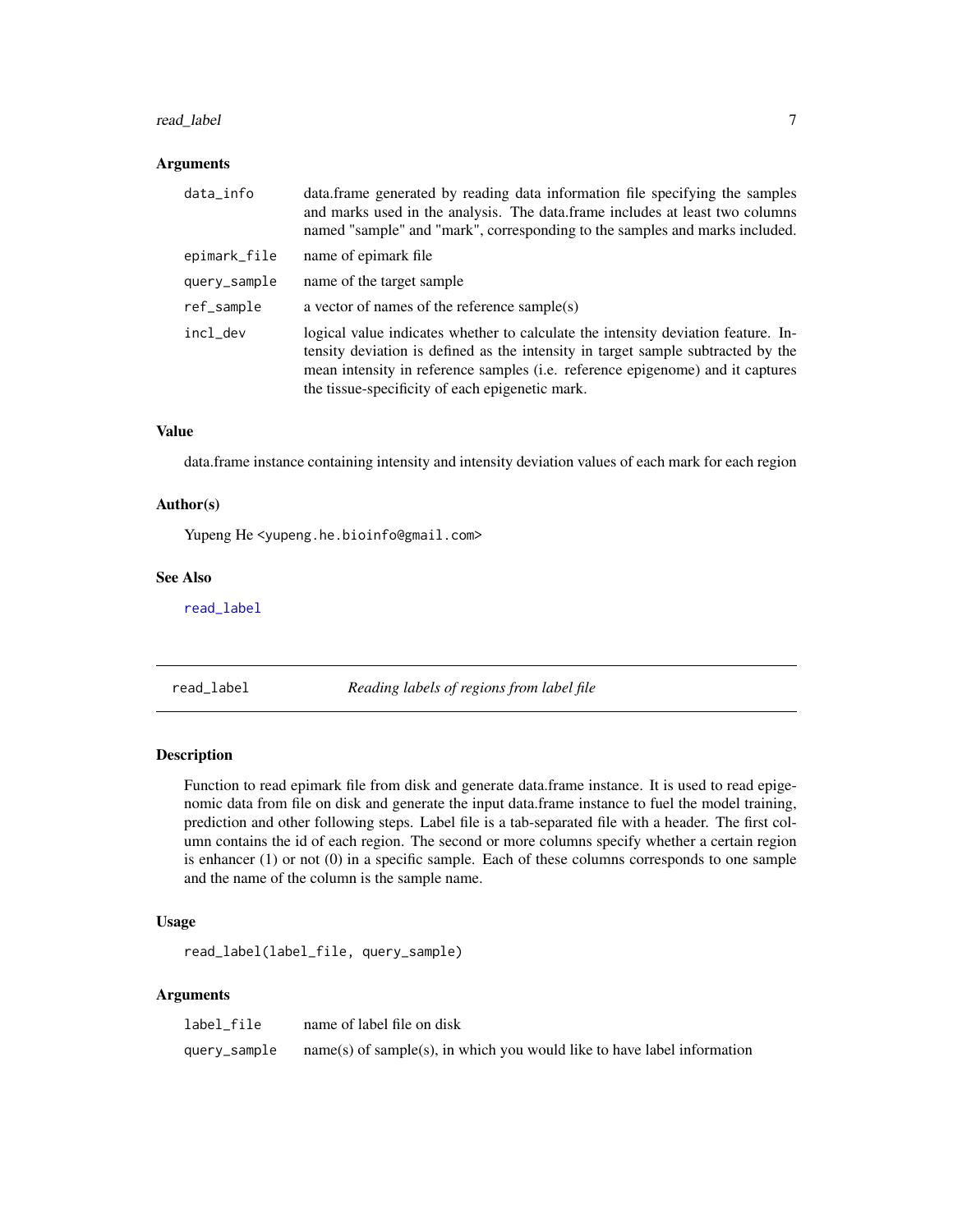### Arguments

| | |
|---|---|
| `data_info` | data.frame generated by reading data information file specifying the samples and marks used in the analysis. The data.frame includes at least two columns named "sample" and "mark", corresponding to the samples and marks included. |
| `epimark_file` | name of epimark file |
| `query_sample` | name of the target sample |
| `ref_sample` | a vector of names of the reference sample(s) |
| `incl_dev` | logical value indicates whether to calculate the intensity deviation feature. Intensity deviation is defined as the intensity in target sample subtracted by the mean intensity in reference samples (i.e. reference epigenome) and it captures the tissue-specificity of each epigenetic mark. |

### Value

data.frame instance containing intensity and intensity deviation values of each mark for each region

### Author(s)

Yupeng He <yupeng.he.bioinfo@gmail.com>

### See Also

`read_label`

---

## `read_label` *Reading labels of regions from label file*

---

### Description

Function to read epimark file from disk and generate data.frame instance. It is used to read epigenomic data from file on disk and generate the input data.frame instance to fuel the model training, prediction and other following steps. Label file is a tab-separated file with a header. The first column contains the id of each region. The second or more columns specify whether a certain region is enhancer (1) or not (0) in a specific sample. Each of these columns corresponds to one sample and the name of the column is the sample name.

### Usage

```
read_label(label_file, query_sample)
```

### Arguments

| | |
|---|---|
| `label_file` | name of label file on disk |
| `query_sample` | name(s) of sample(s), in which you would like to have label information |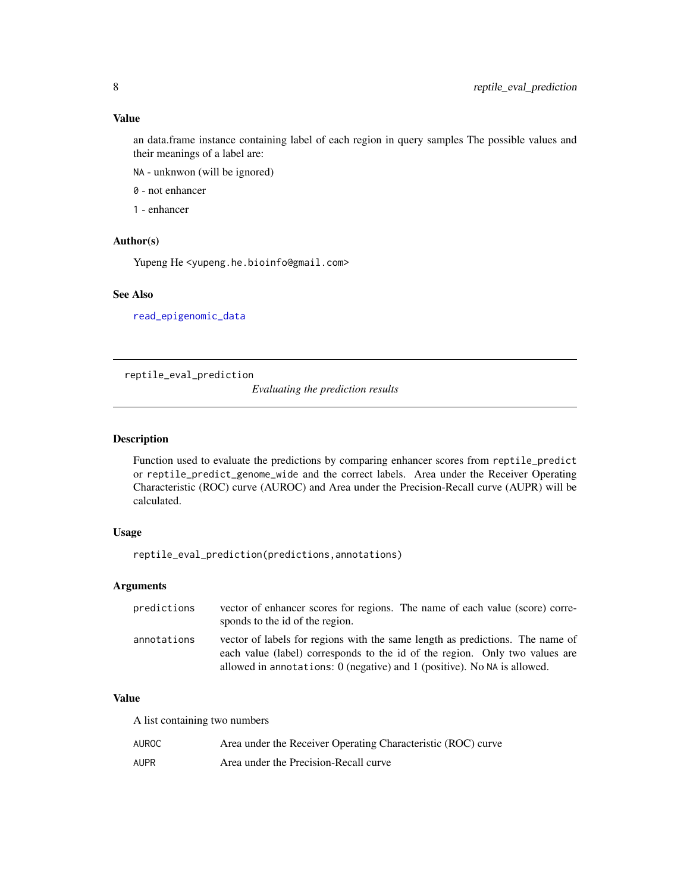### Value

an data.frame instance containing label of each region in query samples The possible values and their meanings of a label are:

`NA` - unknwon (will be ignored)

`0` - not enhancer

`1` - enhancer

### Author(s)

Yupeng He <yupeng.he.bioinfo@gmail.com>

### See Also

`read_epigenomic_data`

---

## reptile_eval_prediction

*Evaluating the prediction results*

---

### Description

Function used to evaluate the predictions by comparing enhancer scores from `reptile_predict` or `reptile_predict_genome_wide` and the correct labels. Area under the Receiver Operating Characteristic (ROC) curve (AUROC) and Area under the Precision-Recall curve (AUPR) will be calculated.

### Usage

```
reptile_eval_prediction(predictions,annotations)
```

### Arguments

| | |
|---|---|
| `predictions` | vector of enhancer scores for regions. The name of each value (score) corresponds to the id of the region. |
| `annotations` | vector of labels for regions with the same length as predictions. The name of each value (label) corresponds to the id of the region. Only two values are allowed in `annotations`: 0 (negative) and 1 (positive). No `NA` is allowed. |

### Value

A list containing two numbers

| | |
|---|---|
| `AUROC` | Area under the Receiver Operating Characteristic (ROC) curve |
| `AUPR` | Area under the Precision-Recall curve |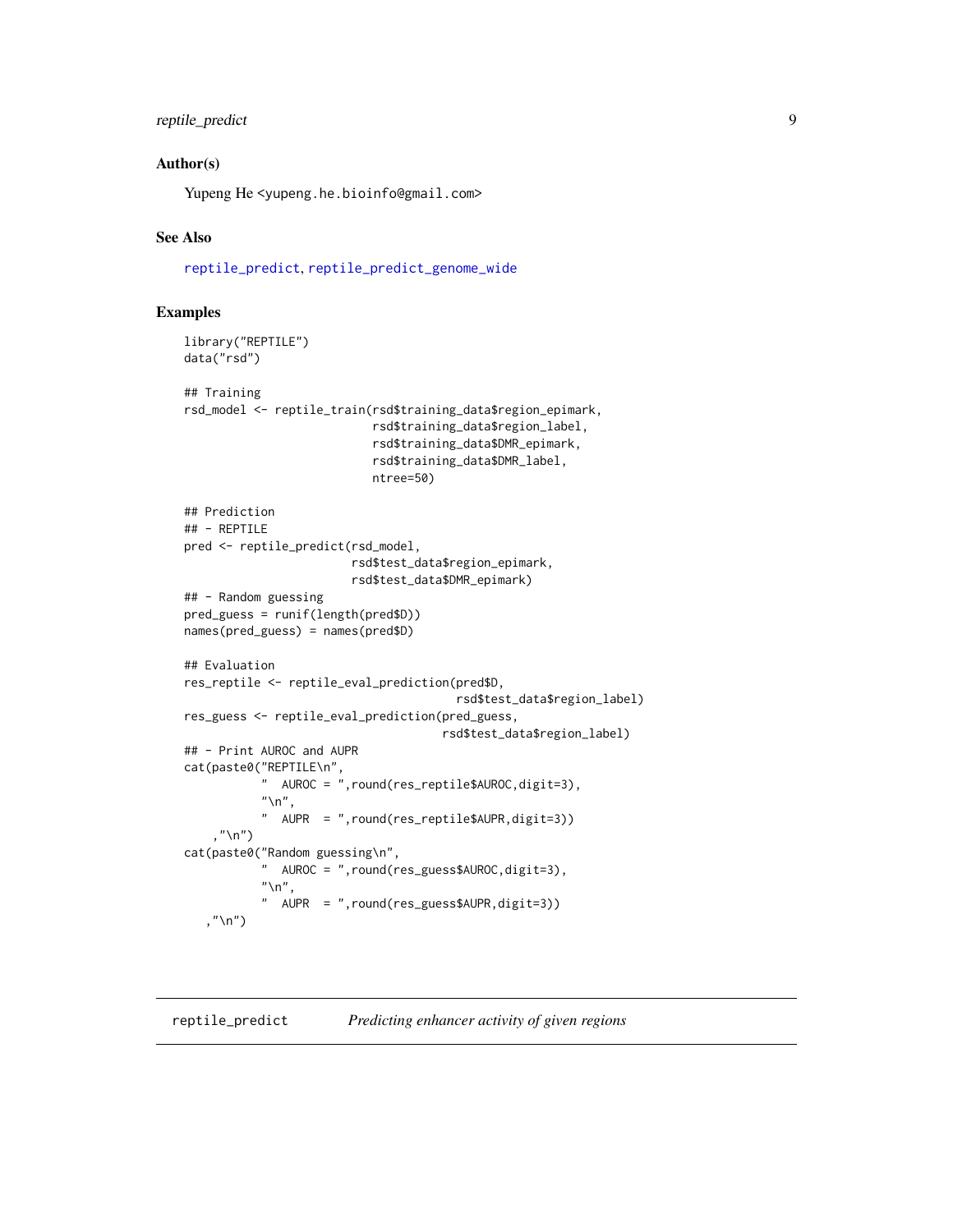### Author(s)

Yupeng He <yupeng.he.bioinfo@gmail.com>

### See Also

reptile_predict, reptile_predict_genome_wide

### Examples

```
library("REPTILE")
data("rsd")

## Training
rsd_model <- reptile_train(rsd$training_data$region_epimark,
                           rsd$training_data$region_label,
                           rsd$training_data$DMR_epimark,
                           rsd$training_data$DMR_label,
                           ntree=50)

## Prediction
## - REPTILE
pred <- reptile_predict(rsd_model,
                        rsd$test_data$region_epimark,
                        rsd$test_data$DMR_epimark)
## - Random guessing
pred_guess = runif(length(pred$D))
names(pred_guess) = names(pred$D)

## Evaluation
res_reptile <- reptile_eval_prediction(pred$D,
                                       rsd$test_data$region_label)
res_guess <- reptile_eval_prediction(pred_guess,
                                     rsd$test_data$region_label)
## - Print AUROC and AUPR
cat(paste0("REPTILE\n",
           "  AUROC = ",round(res_reptile$AUROC,digit=3),
           "\n",
           "  AUPR  = ",round(res_reptile$AUPR,digit=3))
    ,"\n")
cat(paste0("Random guessing\n",
           "  AUROC = ",round(res_guess$AUROC,digit=3),
           "\n",
           "  AUPR  = ",round(res_guess$AUPR,digit=3))
   ,"\n")
```

---

## reptile_predict — *Predicting enhancer activity of given regions*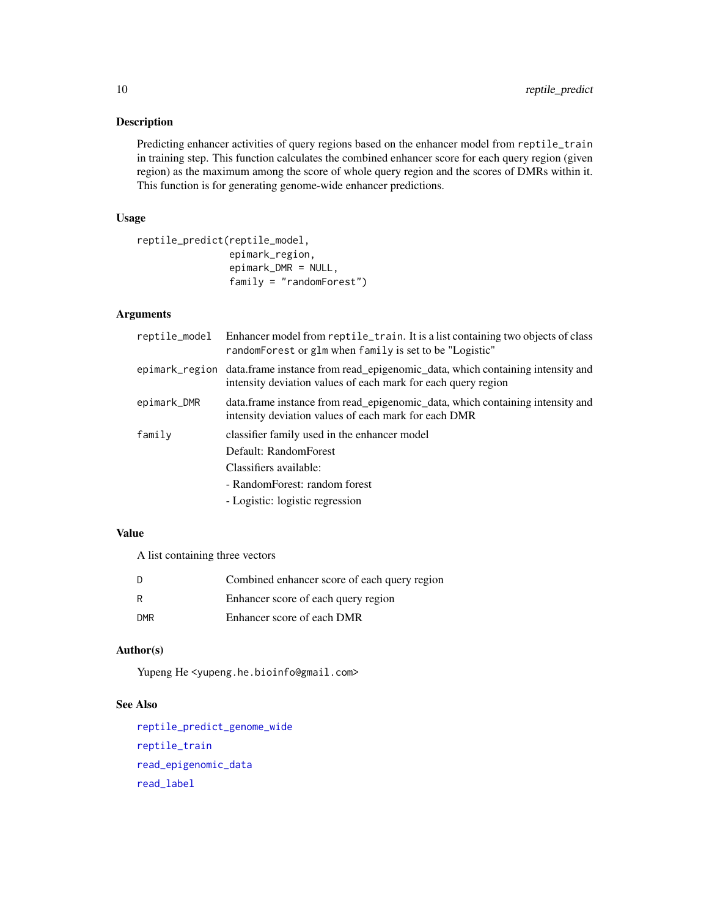## Description

Predicting enhancer activities of query regions based on the enhancer model from `reptile_train` in training step. This function calculates the combined enhancer score for each query region (given region) as the maximum among the score of whole query region and the scores of DMRs within it. This function is for generating genome-wide enhancer predictions.

## Usage

```
reptile_predict(reptile_model,
                epimark_region,
                epimark_DMR = NULL,
                family = "randomForest")
```

## Arguments

| | |
|---|---|
| `reptile_model` | Enhancer model from `reptile_train`. It is a list containing two objects of class `randomForest` or `glm` when `family` is set to be "Logistic" |
| `epimark_region` | data.frame instance from read_epigenomic_data, which containing intensity and intensity deviation values of each mark for each query region |
| `epimark_DMR` | data.frame instance from read_epigenomic_data, which containing intensity and intensity deviation values of each mark for each DMR |
| `family` | classifier family used in the enhancer model<br>Default: RandomForest<br>Classifiers available:<br>- RandomForest: random forest<br>- Logistic: logistic regression |

## Value

A list containing three vectors

| | |
|---|---|
| `D` | Combined enhancer score of each query region |
| `R` | Enhancer score of each query region |
| `DMR` | Enhancer score of each DMR |

## Author(s)

Yupeng He <`yupeng.he.bioinfo@gmail.com`>

## See Also

`reptile_predict_genome_wide`

`reptile_train`

`read_epigenomic_data`

`read_label`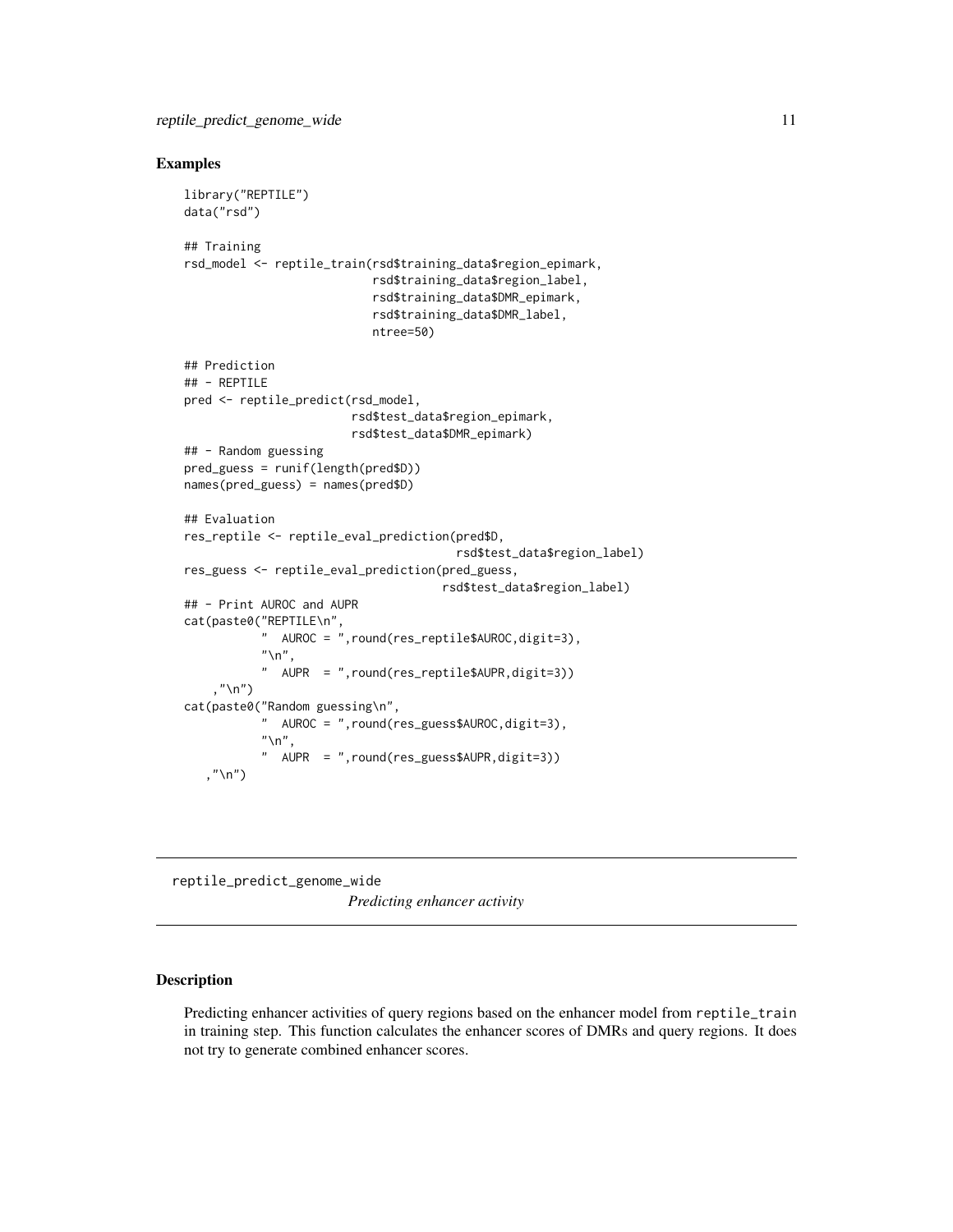## Examples

```
library("REPTILE")
data("rsd")

## Training
rsd_model <- reptile_train(rsd$training_data$region_epimark,
                           rsd$training_data$region_label,
                           rsd$training_data$DMR_epimark,
                           rsd$training_data$DMR_label,
                           ntree=50)

## Prediction
## - REPTILE
pred <- reptile_predict(rsd_model,
                        rsd$test_data$region_epimark,
                        rsd$test_data$DMR_epimark)
## - Random guessing
pred_guess = runif(length(pred$D))
names(pred_guess) = names(pred$D)

## Evaluation
res_reptile <- reptile_eval_prediction(pred$D,
                                       rsd$test_data$region_label)
res_guess <- reptile_eval_prediction(pred_guess,
                                     rsd$test_data$region_label)
## - Print AUROC and AUPR
cat(paste0("REPTILE\n",
           "  AUROC = ",round(res_reptile$AUROC,digit=3),
           "\n",
           "  AUPR  = ",round(res_reptile$AUPR,digit=3))
    ,"\n")
cat(paste0("Random guessing\n",
           "  AUROC = ",round(res_guess$AUROC,digit=3),
           "\n",
           "  AUPR  = ",round(res_guess$AUPR,digit=3))
   ,"\n")
```

---

reptile_predict_genome_wide    *Predicting enhancer activity*

---

## Description

Predicting enhancer activities of query regions based on the enhancer model from `reptile_train` in training step. This function calculates the enhancer scores of DMRs and query regions. It does not try to generate combined enhancer scores.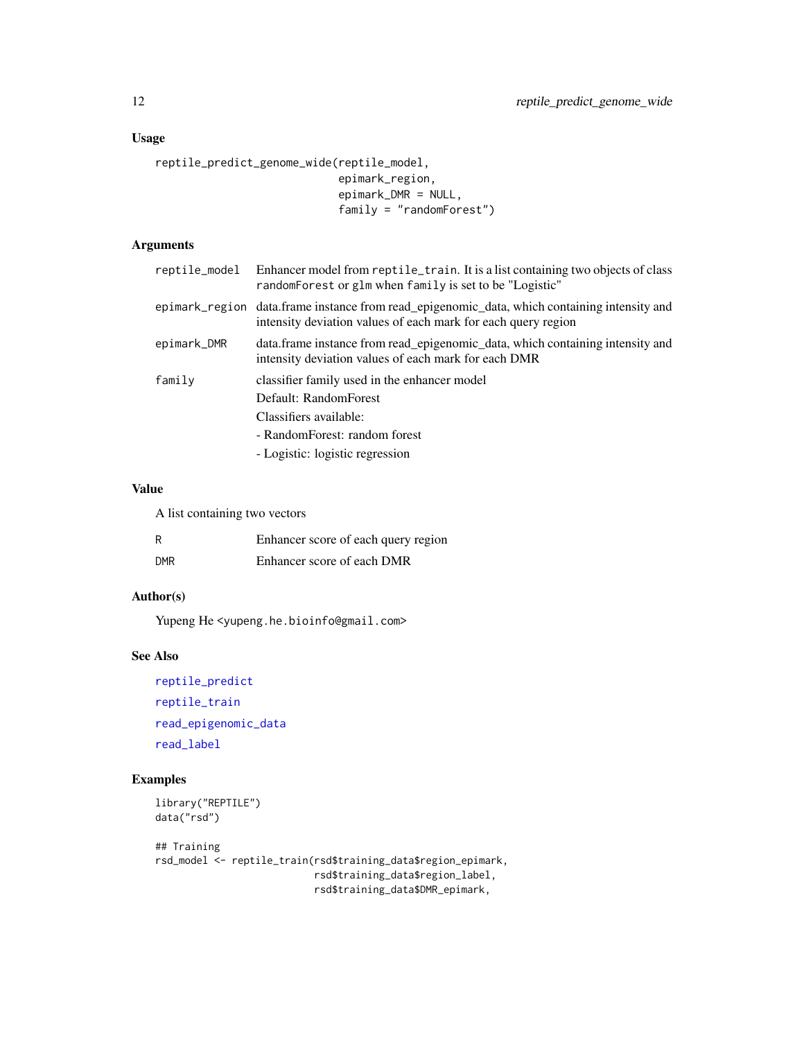## Usage

```
reptile_predict_genome_wide(reptile_model,
                            epimark_region,
                            epimark_DMR = NULL,
                            family = "randomForest")
```

## Arguments

| | |
|---|---|
| `reptile_model` | Enhancer model from `reptile_train`. It is a list containing two objects of class `randomForest` or `glm` when `family` is set to be "Logistic" |
| `epimark_region` | data.frame instance from read_epigenomic_data, which containing intensity and intensity deviation values of each mark for each query region |
| `epimark_DMR` | data.frame instance from read_epigenomic_data, which containing intensity and intensity deviation values of each mark for each DMR |
| `family` | classifier family used in the enhancer model<br>Default: RandomForest<br>Classifiers available:<br>- RandomForest: random forest<br>- Logistic: logistic regression |

## Value

A list containing two vectors

| | |
|---|---|
| R | Enhancer score of each query region |
| DMR | Enhancer score of each DMR |

## Author(s)

Yupeng He <yupeng.he.bioinfo@gmail.com>

## See Also

`reptile_predict`

`reptile_train`

`read_epigenomic_data`

`read_label`

## Examples

```
library("REPTILE")
data("rsd")

## Training
rsd_model <- reptile_train(rsd$training_data$region_epimark,
                           rsd$training_data$region_label,
                           rsd$training_data$DMR_epimark,
```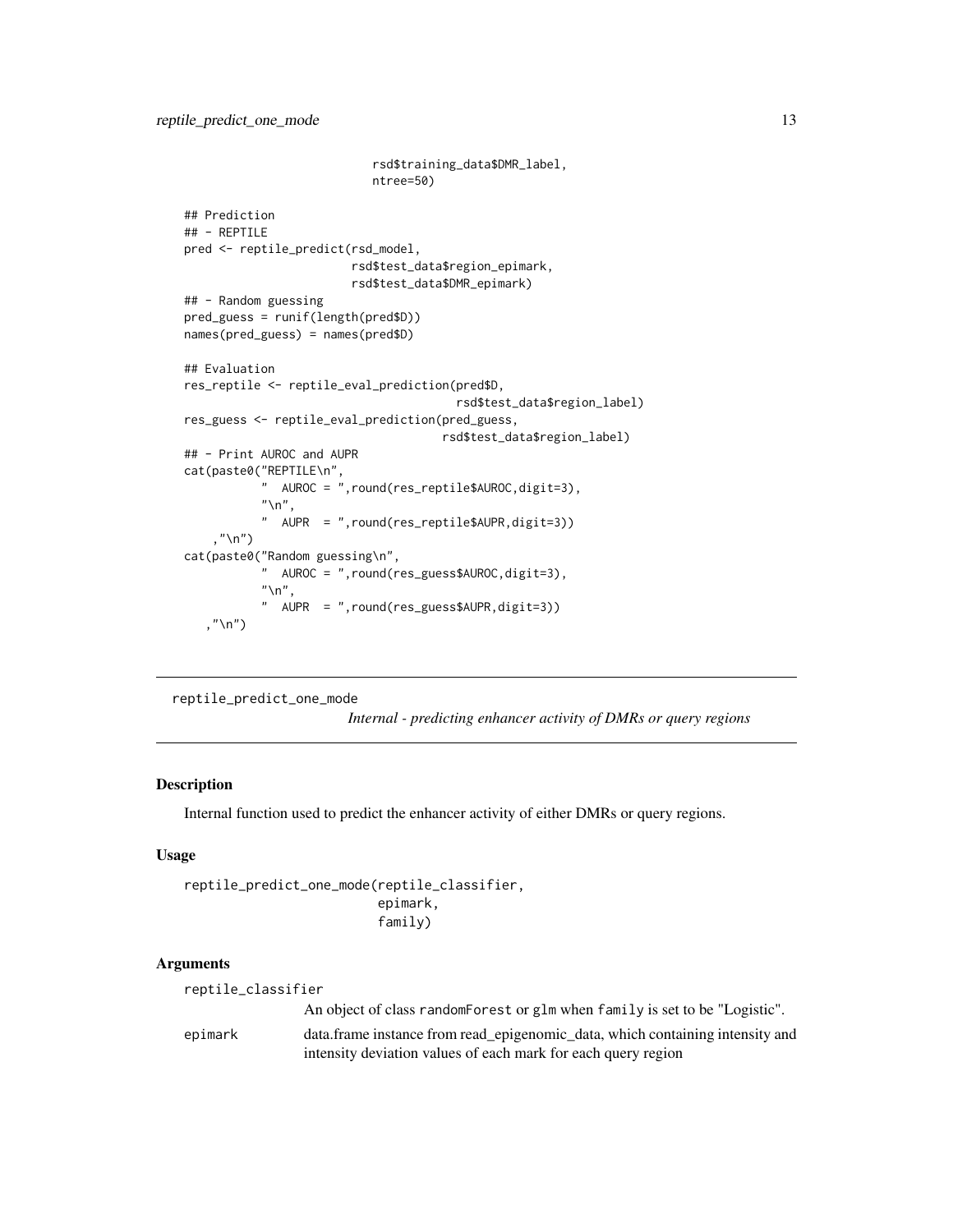```
                            rsd$training_data$DMR_label,
                            ntree=50)

## Prediction
## - REPTILE
pred <- reptile_predict(rsd_model,
                        rsd$test_data$region_epimark,
                        rsd$test_data$DMR_epimark)
## - Random guessing
pred_guess = runif(length(pred$D))
names(pred_guess) = names(pred$D)

## Evaluation
res_reptile <- reptile_eval_prediction(pred$D,
                                       rsd$test_data$region_label)
res_guess <- reptile_eval_prediction(pred_guess,
                                     rsd$test_data$region_label)
## - Print AUROC and AUPR
cat(paste0("REPTILE\n",
           "  AUROC = ",round(res_reptile$AUROC,digit=3),
           "\n",
           "  AUPR  = ",round(res_reptile$AUPR,digit=3))
    ,"\n")
cat(paste0("Random guessing\n",
           "  AUROC = ",round(res_guess$AUROC,digit=3),
           "\n",
           "  AUPR  = ",round(res_guess$AUPR,digit=3))
   ,"\n")
```

---

## reptile_predict_one_mode

*Internal - predicting enhancer activity of DMRs or query regions*

### Description

Internal function used to predict the enhancer activity of either DMRs or query regions.

### Usage

```
reptile_predict_one_mode(reptile_classifier,
                         epimark,
                         family)
```

### Arguments

| | |
|---|---|
| reptile_classifier | An object of class randomForest or glm when family is set to be "Logistic". |
| epimark | data.frame instance from read_epigenomic_data, which containing intensity and intensity deviation values of each mark for each query region |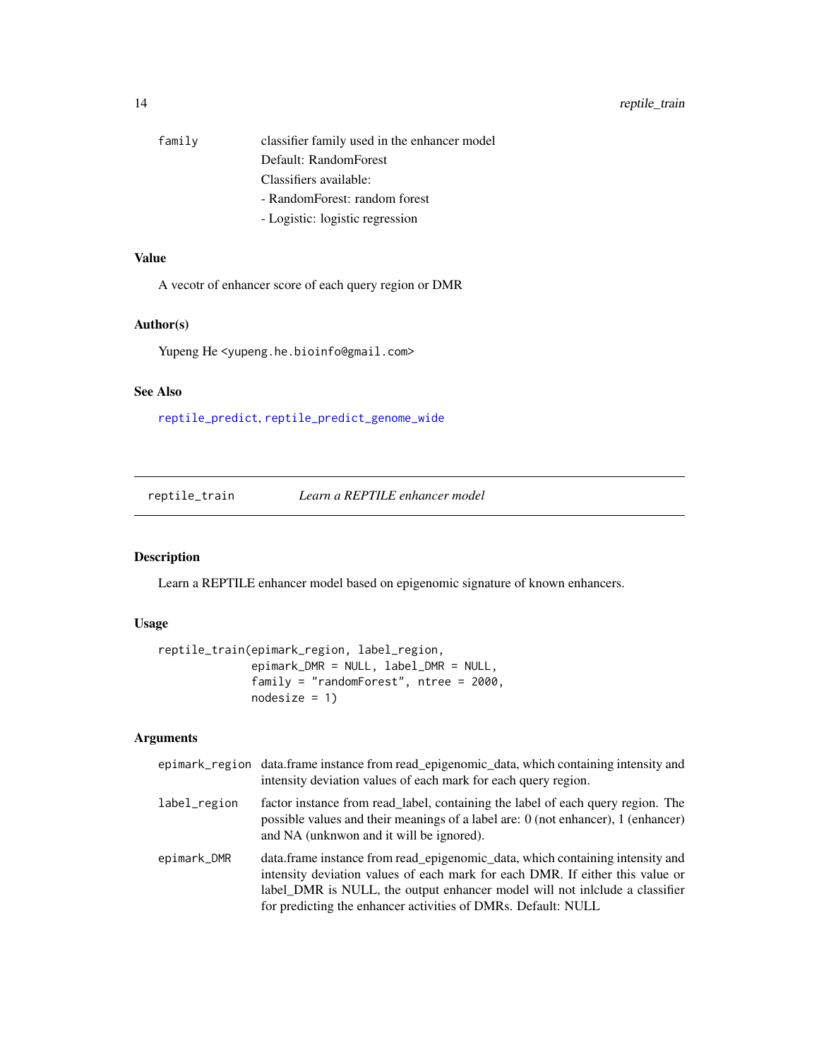| | |
|---|---|
| family | classifier family used in the enhancer model<br>Default: RandomForest<br>Classifiers available:<br>- RandomForest: random forest<br>- Logistic: logistic regression |

### Value

A vecotr of enhancer score of each query region or DMR

### Author(s)

Yupeng He <yupeng.he.bioinfo@gmail.com>

### See Also

reptile_predict, reptile_predict_genome_wide

---

## reptile_train — *Learn a REPTILE enhancer model*

### Description

Learn a REPTILE enhancer model based on epigenomic signature of known enhancers.

### Usage

```
reptile_train(epimark_region, label_region,
              epimark_DMR = NULL, label_DMR = NULL,
              family = "randomForest", ntree = 2000,
              nodesize = 1)
```

### Arguments

| | |
|---|---|
| epimark_region | data.frame instance from read_epigenomic_data, which containing intensity and intensity deviation values of each mark for each query region. |
| label_region | factor instance from read_label, containing the label of each query region. The possible values and their meanings of a label are: 0 (not enhancer), 1 (enhancer) and NA (unknwon and it will be ignored). |
| epimark_DMR | data.frame instance from read_epigenomic_data, which containing intensity and intensity deviation values of each mark for each DMR. If either this value or label_DMR is NULL, the output enhancer model will not inlclude a classifier for predicting the enhancer activities of DMRs. Default: NULL |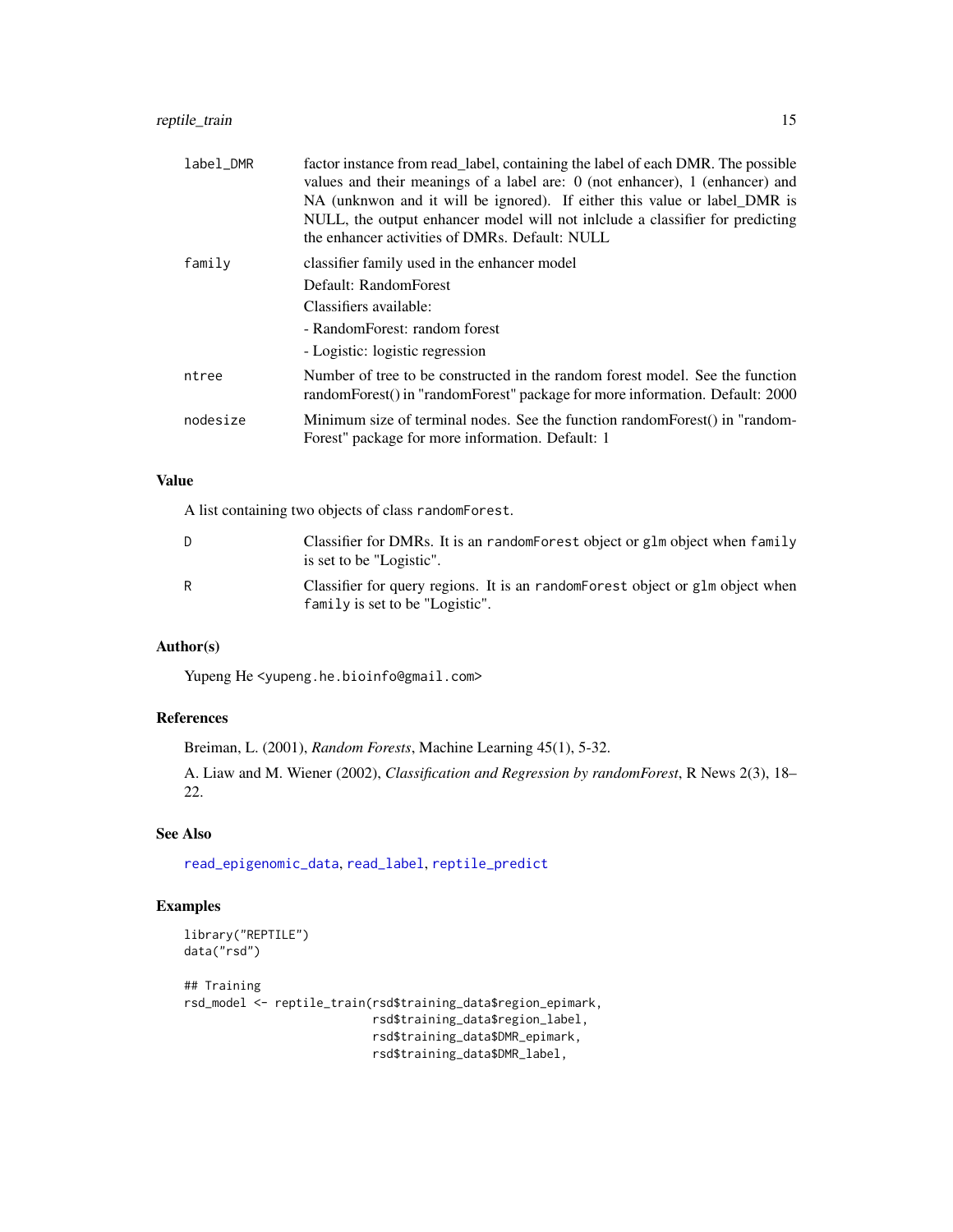| | |
|---|---|
| `label_DMR` | factor instance from read_label, containing the label of each DMR. The possible values and their meanings of a label are: 0 (not enhancer), 1 (enhancer) and NA (unknwon and it will be ignored). If either this value or label_DMR is NULL, the output enhancer model will not inlclude a classifier for predicting the enhancer activities of DMRs. Default: NULL |
| `family` | classifier family used in the enhancer model<br>Default: RandomForest<br>Classifiers available:<br>- RandomForest: random forest<br>- Logistic: logistic regression |
| `ntree` | Number of tree to be constructed in the random forest model. See the function randomForest() in "randomForest" package for more information. Default: 2000 |
| `nodesize` | Minimum size of terminal nodes. See the function randomForest() in "randomForest" package for more information. Default: 1 |

## Value

A list containing two objects of class `randomForest`.

| | |
|---|---|
| D | Classifier for DMRs. It is an `randomForest` object or `glm` object when `family` is set to be "Logistic". |
| R | Classifier for query regions. It is an `randomForest` object or `glm` object when `family` is set to be "Logistic". |

## Author(s)

Yupeng He <yupeng.he.bioinfo@gmail.com>

## References

Breiman, L. (2001), *Random Forests*, Machine Learning 45(1), 5-32.

A. Liaw and M. Wiener (2002), *Classification and Regression by randomForest*, R News 2(3), 18–22.

## See Also

read_epigenomic_data, read_label, reptile_predict

## Examples

```
library("REPTILE")
data("rsd")

## Training
rsd_model <- reptile_train(rsd$training_data$region_epimark,
                           rsd$training_data$region_label,
                           rsd$training_data$DMR_epimark,
                           rsd$training_data$DMR_label,
```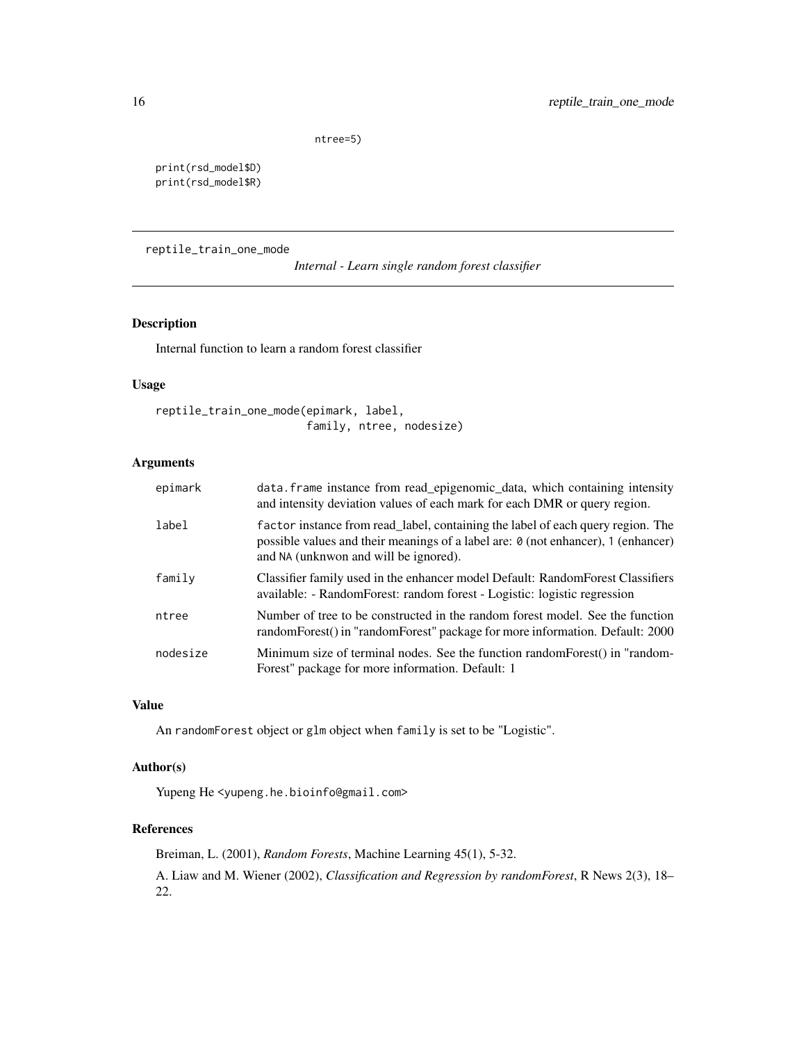```
                    ntree=5)

print(rsd_model$D)
print(rsd_model$R)
```

---

## reptile_train_one_mode

*Internal - Learn single random forest classifier*

---

### Description

Internal function to learn a random forest classifier

### Usage

```
reptile_train_one_mode(epimark, label,
                       family, ntree, nodesize)
```

### Arguments

| | |
|---|---|
| epimark | data.frame instance from read_epigenomic_data, which containing intensity and intensity deviation values of each mark for each DMR or query region. |
| label | factor instance from read_label, containing the label of each query region. The possible values and their meanings of a label are: 0 (not enhancer), 1 (enhancer) and NA (unknwon and will be ignored). |
| family | Classifier family used in the enhancer model Default: RandomForest Classifiers available: - RandomForest: random forest - Logistic: logistic regression |
| ntree | Number of tree to be constructed in the random forest model. See the function randomForest() in "randomForest" package for more information. Default: 2000 |
| nodesize | Minimum size of terminal nodes. See the function randomForest() in "randomForest" package for more information. Default: 1 |

### Value

An randomForest object or glm object when family is set to be "Logistic".

### Author(s)

Yupeng He <yupeng.he.bioinfo@gmail.com>

### References

Breiman, L. (2001), *Random Forests*, Machine Learning 45(1), 5-32.

A. Liaw and M. Wiener (2002), *Classification and Regression by randomForest*, R News 2(3), 18–22.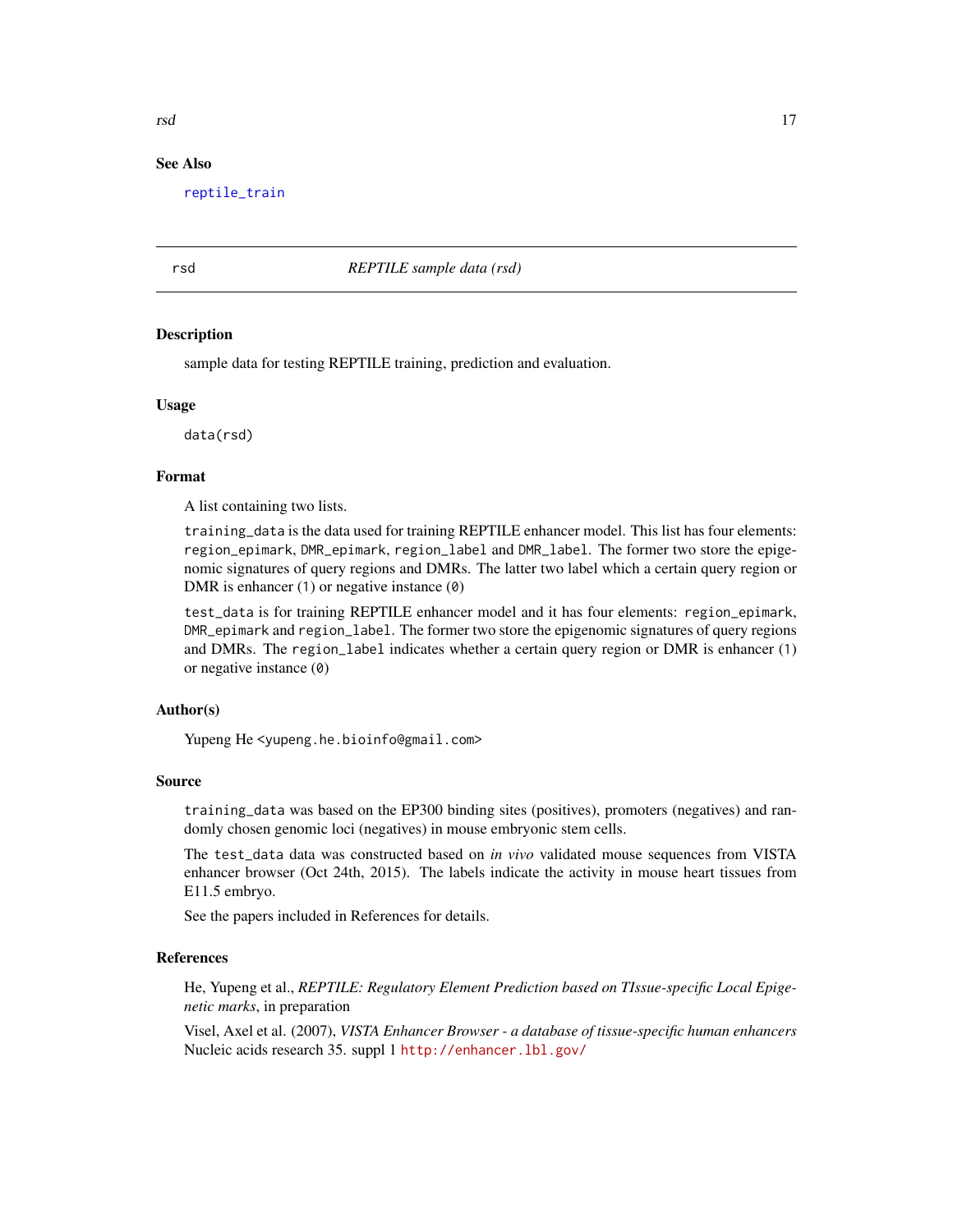## See Also

reptile_train

---

# rsd — *REPTILE sample data (rsd)*

---

### Description

sample data for testing REPTILE training, prediction and evaluation.

### Usage

```
data(rsd)
```

### Format

A list containing two lists.

`training_data` is the data used for training REPTILE enhancer model. This list has four elements: `region_epimark`, `DMR_epimark`, `region_label` and `DMR_label`. The former two store the epigenomic signatures of query regions and DMRs. The latter two label which a certain query region or DMR is enhancer (`1`) or negative instance (`0`)

`test_data` is for training REPTILE enhancer model and it has four elements: `region_epimark`, `DMR_epimark` and `region_label`. The former two store the epigenomic signatures of query regions and DMRs. The `region_label` indicates whether a certain query region or DMR is enhancer (`1`) or negative instance (`0`)

### Author(s)

Yupeng He <yupeng.he.bioinfo@gmail.com>

### Source

`training_data` was based on the EP300 binding sites (positives), promoters (negatives) and randomly chosen genomic loci (negatives) in mouse embryonic stem cells.

The `test_data` data was constructed based on *in vivo* validated mouse sequences from VISTA enhancer browser (Oct 24th, 2015). The labels indicate the activity in mouse heart tissues from E11.5 embryo.

See the papers included in References for details.

### References

He, Yupeng et al., *REPTILE: Regulatory Element Prediction based on TIssue-specific Local Epigenetic marks*, in preparation

Visel, Axel et al. (2007), *VISTA Enhancer Browser - a database of tissue-specific human enhancers* Nucleic acids research 35. suppl 1 http://enhancer.lbl.gov/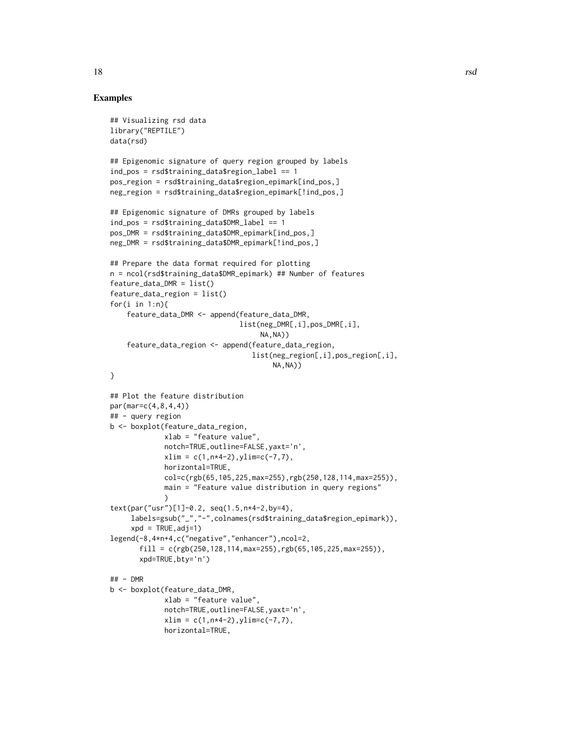## Examples

```
## Visualizing rsd data
library("REPTILE")
data(rsd)

## Epigenomic signature of query region grouped by labels
ind_pos = rsd$training_data$region_label == 1
pos_region = rsd$training_data$region_epimark[ind_pos,]
neg_region = rsd$training_data$region_epimark[!ind_pos,]

## Epigenomic signature of DMRs grouped by labels
ind_pos = rsd$training_data$DMR_label == 1
pos_DMR = rsd$training_data$DMR_epimark[ind_pos,]
neg_DMR = rsd$training_data$DMR_epimark[!ind_pos,]

## Prepare the data format required for plotting
n = ncol(rsd$training_data$DMR_epimark) ## Number of features
feature_data_DMR = list()
feature_data_region = list()
for(i in 1:n){
    feature_data_DMR <- append(feature_data_DMR,
                               list(neg_DMR[,i],pos_DMR[,i],
                                    NA,NA))
    feature_data_region <- append(feature_data_region,
                                  list(neg_region[,i],pos_region[,i],
                                       NA,NA))
}

## Plot the feature distribution
par(mar=c(4,8,4,4))
## - query region
b <- boxplot(feature_data_region,
             xlab = "feature value",
             notch=TRUE,outline=FALSE,yaxt='n',
             xlim = c(1,n*4-2),ylim=c(-7,7),
             horizontal=TRUE,
             col=c(rgb(65,105,225,max=255),rgb(250,128,114,max=255)),
             main = "Feature value distribution in query regions"
             )
text(par("usr")[1]-0.2, seq(1.5,n*4-2,by=4),
     labels=gsub("_","-",colnames(rsd$training_data$region_epimark)),
     xpd = TRUE,adj=1)
legend(-8,4*n+4,c("negative","enhancer"),ncol=2,
       fill = c(rgb(250,128,114,max=255),rgb(65,105,225,max=255)),
       xpd=TRUE,bty='n')

## - DMR
b <- boxplot(feature_data_DMR,
             xlab = "feature value",
             notch=TRUE,outline=FALSE,yaxt='n',
             xlim = c(1,n*4-2),ylim=c(-7,7),
             horizontal=TRUE,
```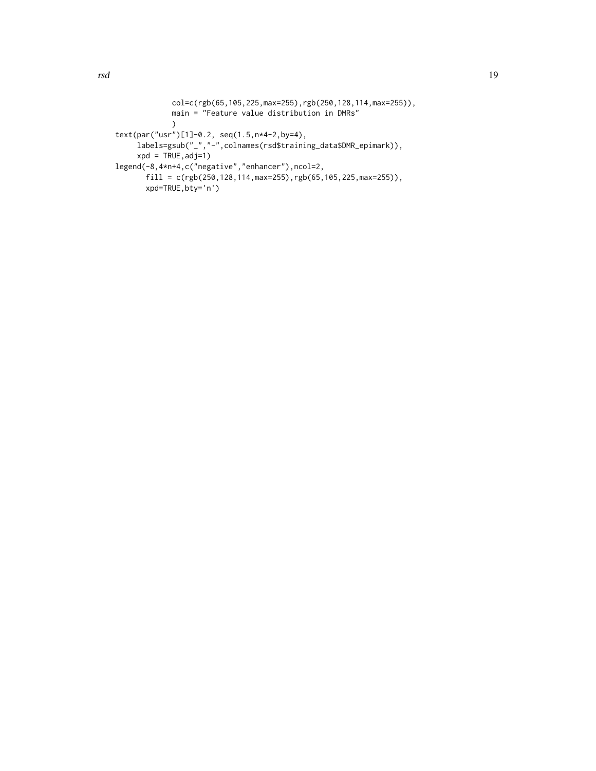```
            col=c(rgb(65,105,225,max=255),rgb(250,128,114,max=255)),
            main = "Feature value distribution in DMRs"
            )
text(par("usr")[1]-0.2, seq(1.5,n*4-2,by=4),
     labels=gsub("_","-",colnames(rsd$training_data$DMR_epimark)),
     xpd = TRUE,adj=1)
legend(-8,4*n+4,c("negative","enhancer"),ncol=2,
       fill = c(rgb(250,128,114,max=255),rgb(65,105,225,max=255)),
       xpd=TRUE,bty='n')
```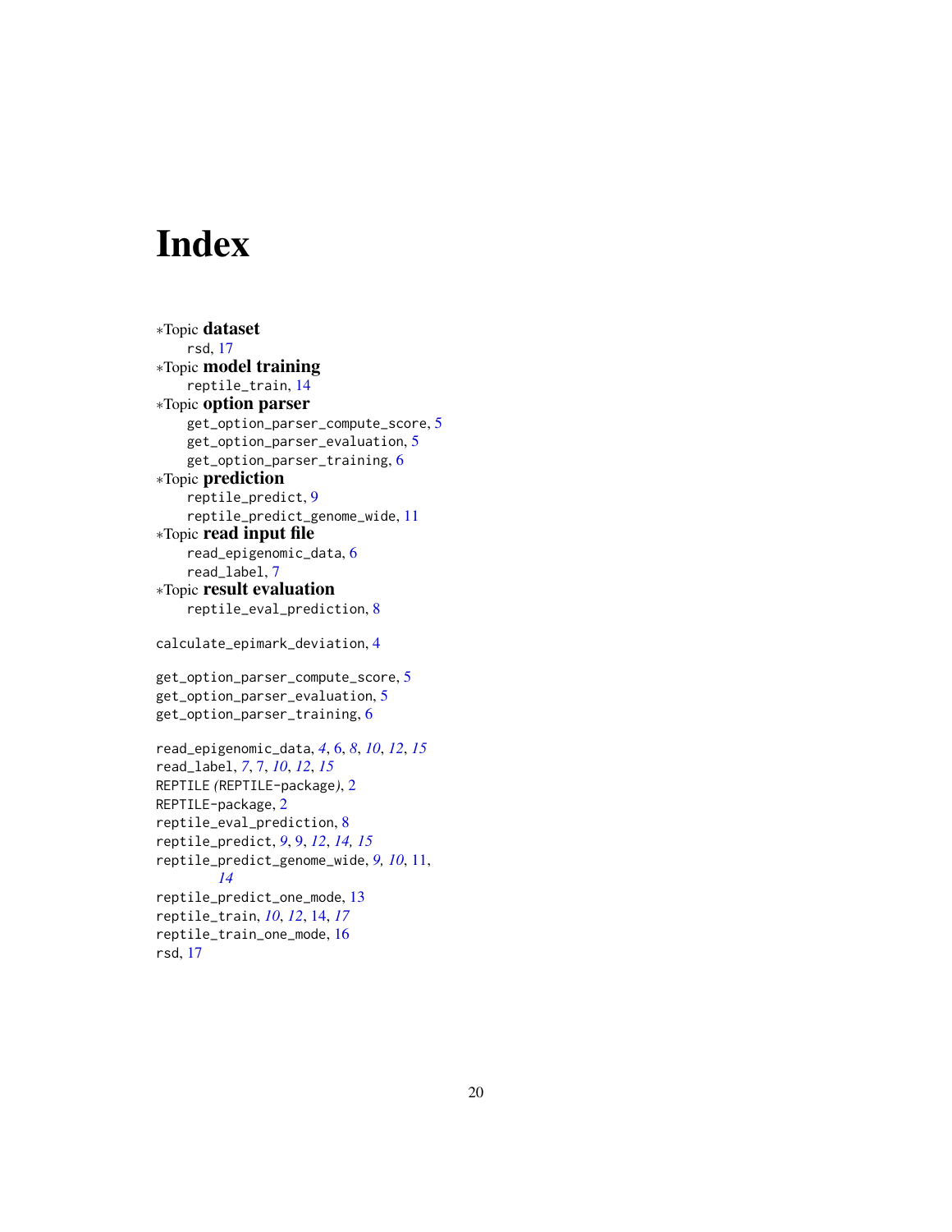# Index

*Topic **dataset**
  rsd, 17

*Topic **model training**
  reptile_train, 14

*Topic **option parser**
  get_option_parser_compute_score, 5
  get_option_parser_evaluation, 5
  get_option_parser_training, 6

*Topic **prediction**
  reptile_predict, 9
  reptile_predict_genome_wide, 11

*Topic **read input file**
  read_epigenomic_data, 6
  read_label, 7

*Topic **result evaluation**
  reptile_eval_prediction, 8

calculate_epimark_deviation, 4

get_option_parser_compute_score, 5
get_option_parser_evaluation, 5
get_option_parser_training, 6

read_epigenomic_data, *4*, 6, *8*, *10*, *12*, *15*
read_label, *7*, 7, *10*, *12*, *15*
REPTILE *(*REPTILE-package*)*, 2
REPTILE-package, 2
reptile_eval_prediction, 8
reptile_predict, *9*, 9, *12*, *14, 15*
reptile_predict_genome_wide, *9, 10*, 11, *14*
reptile_predict_one_mode, 13
reptile_train, *10*, *12*, 14, *17*
reptile_train_one_mode, 16
rsd, 17